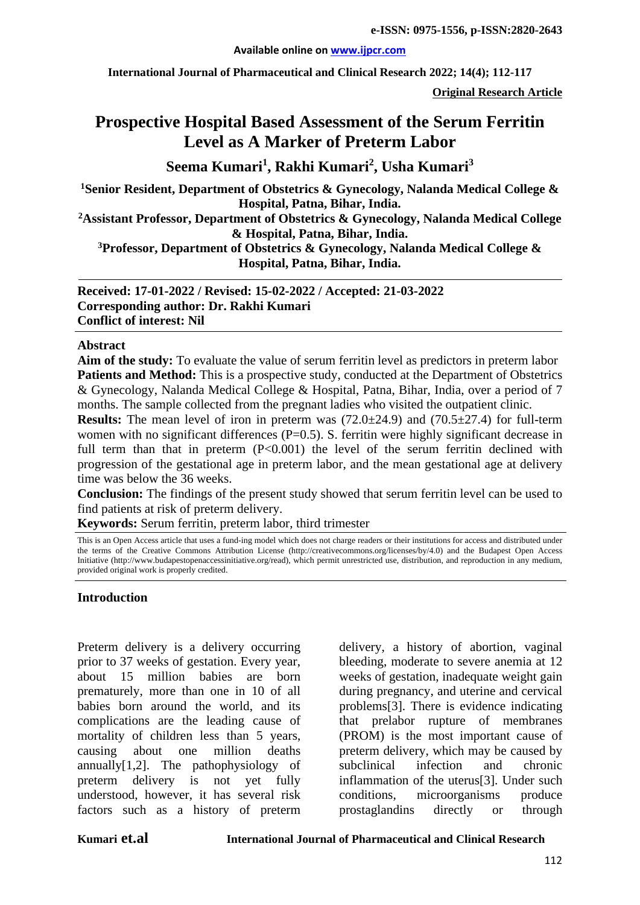**e-ISSN: 0975-1556, p-ISSN:2820-2643**

**Available online on www.ijpcr.com**

**International Journal of Pharmaceutical and Clinical Research 2022; 14(4); 112-117**

**Original Research Article**

# Prospective Hospital Based Assessment of the Serum Ferritin Level as A Marker of Preterm Labor

**Seema Kumari[1], Rakhi Kumari[2], Usha Kumari[3]**

**[1]Senior Resident, Department of Obstetrics & Gynecology, Nalanda Medical College & Hospital, Patna, Bihar, India.**

**[2]Assistant Professor, Department of Obstetrics & Gynecology, Nalanda Medical College & Hospital, Patna, Bihar, India.**

**[3]Professor, Department of Obstetrics & Gynecology, Nalanda Medical College & Hospital, Patna, Bihar, India.**

**Received: 17-01-2022 / Revised: 15-02-2022 / Accepted: 21-03-2022**
**Corresponding author: Dr. Rakhi Kumari**
**Conflict of interest: Nil**

## Abstract

**Aim of the study:** To evaluate the value of serum ferritin level as predictors in preterm labor

**Patients and Method:** This is a prospective study, conducted at the Department of Obstetrics & Gynecology, Nalanda Medical College & Hospital, Patna, Bihar, India, over a period of 7 months. The sample collected from the pregnant ladies who visited the outpatient clinic.

**Results:** The mean level of iron in preterm was (72.0±24.9) and (70.5±27.4) for full-term women with no significant differences (P=0.5). S. ferritin were highly significant decrease in full term than that in preterm (P<0.001) the level of the serum ferritin declined with progression of the gestational age in preterm labor, and the mean gestational age at delivery time was below the 36 weeks.

**Conclusion:** The findings of the present study showed that serum ferritin level can be used to find patients at risk of preterm delivery.

**Keywords:** Serum ferritin, preterm labor, third trimester

This is an Open Access article that uses a fund-ing model which does not charge readers or their institutions for access and distributed under the terms of the Creative Commons Attribution License (http://creativecommons.org/licenses/by/4.0) and the Budapest Open Access Initiative (http://www.budapestopenaccessinitiative.org/read), which permit unrestricted use, distribution, and reproduction in any medium, provided original work is properly credited.

## Introduction

Preterm delivery is a delivery occurring prior to 37 weeks of gestation. Every year, about 15 million babies are born prematurely, more than one in 10 of all babies born around the world, and its complications are the leading cause of mortality of children less than 5 years, causing about one million deaths annually[1,2]. The pathophysiology of preterm delivery is not yet fully understood, however, it has several risk factors such as a history of preterm delivery, a history of abortion, vaginal bleeding, moderate to severe anemia at 12 weeks of gestation, inadequate weight gain during pregnancy, and uterine and cervical problems[3]. There is evidence indicating that prelabor rupture of membranes (PROM) is the most important cause of preterm delivery, which may be caused by subclinical infection and chronic inflammation of the uterus[3]. Under such conditions, microorganisms produce prostaglandins directly or through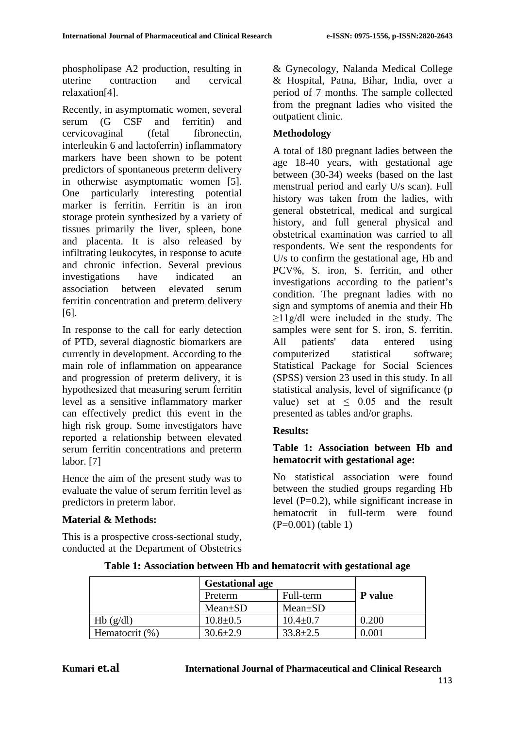phospholipase A2 production, resulting in uterine contraction and cervical relaxation[4].

Recently, in asymptomatic women, several serum (G CSF and ferritin) and cervicovaginal (fetal fibronectin, interleukin 6 and lactoferrin) inflammatory markers have been shown to be potent predictors of spontaneous preterm delivery in otherwise asymptomatic women [5]. One particularly interesting potential marker is ferritin. Ferritin is an iron storage protein synthesized by a variety of tissues primarily the liver, spleen, bone and placenta. It is also released by infiltrating leukocytes, in response to acute and chronic infection. Several previous investigations have indicated an association between elevated serum ferritin concentration and preterm delivery [6].

In response to the call for early detection of PTD, several diagnostic biomarkers are currently in development. According to the main role of inflammation on appearance and progression of preterm delivery, it is hypothesized that measuring serum ferritin level as a sensitive inflammatory marker can effectively predict this event in the high risk group. Some investigators have reported a relationship between elevated serum ferritin concentrations and preterm labor. [7]

Hence the aim of the present study was to evaluate the value of serum ferritin level as predictors in preterm labor.

**Material & Methods:**

This is a prospective cross-sectional study, conducted at the Department of Obstetrics & Gynecology, Nalanda Medical College & Hospital, Patna, Bihar, India, over a period of 7 months. The sample collected from the pregnant ladies who visited the outpatient clinic.

**Methodology**

A total of 180 pregnant ladies between the age 18-40 years, with gestational age between (30-34) weeks (based on the last menstrual period and early U/s scan). Full history was taken from the ladies, with general obstetrical, medical and surgical history, and full general physical and obstetrical examination was carried to all respondents. We sent the respondents for U/s to confirm the gestational age, Hb and PCV%, S. iron, S. ferritin, and other investigations according to the patient's condition. The pregnant ladies with no sign and symptoms of anemia and their Hb $\geq$11g/dl were included in the study. The samples were sent for S. iron, S. ferritin. All patients' data entered using computerized statistical software; Statistical Package for Social Sciences (SPSS) version 23 used in this study. In all statistical analysis, level of significance (p value) set at $\leq$ 0.05 and the result presented as tables and/or graphs.

**Results:**

**Table 1: Association between Hb and hematocrit with gestational age:**

No statistical association were found between the studied groups regarding Hb level (P=0.2), while significant increase in hematocrit in full-term were found (P=0.001) (table 1)

**Table 1: Association between Hb and hematocrit with gestational age**

| | Gestational age | | P value |
|---|---|---|---|
| | Preterm | Full-term | |
| | Mean±SD | Mean±SD | |
| Hb (g/dl) | 10.8±0.5 | 10.4±0.7 | 0.200 |
| Hematocrit (%) | 30.6±2.9 | 33.8±2.5 | 0.001 |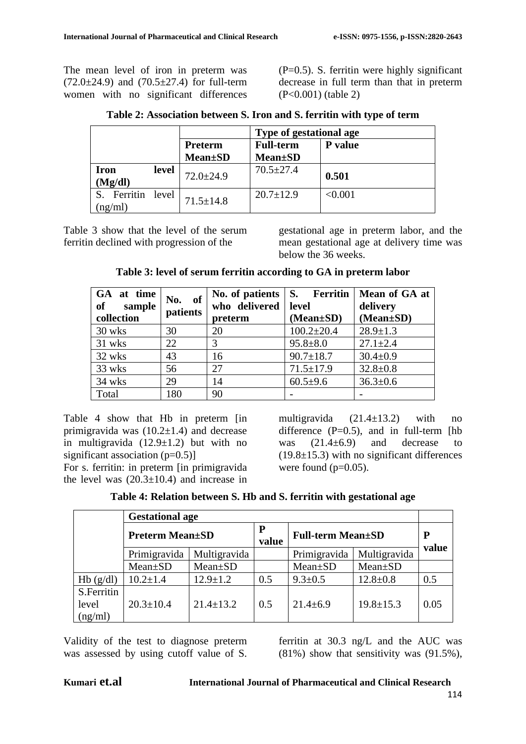The mean level of iron in preterm was (72.0±24.9) and (70.5±27.4) for full-term women with no significant differences (P=0.5). S. ferritin were highly significant decrease in full term than that in preterm (P<0.001) (table 2)

**Table 2: Association between S. Iron and S. ferritin with type of term**

| | Type of gestational age | | |
|---|---|---|---|
| | **Preterm Mean±SD** | **Full-term Mean±SD** | **P value** |
| **Iron level (Mg/dl)** | 72.0±24.9 | 70.5±27.4 | **0.501** |
| S. Ferritin level (ng/ml) | 71.5±14.8 | 20.7±12.9 | <0.001 |

Table 3 show that the level of the serum ferritin declined with progression of the gestational age in preterm labor, and the mean gestational age at delivery time was below the 36 weeks.

**Table 3: level of serum ferritin according to GA in preterm labor**

| GA at time of sample collection | No. of patients | No. of patients who delivered preterm | S. Ferritin level (Mean±SD) | Mean of GA at delivery (Mean±SD) |
|---|---|---|---|---|
| 30 wks | 30 | 20 | 100.2±20.4 | 28.9±1.3 |
| 31 wks | 22 | 3 | 95.8±8.0 | 27.1±2.4 |
| 32 wks | 43 | 16 | 90.7±18.7 | 30.4±0.9 |
| 33 wks | 56 | 27 | 71.5±17.9 | 32.8±0.8 |
| 34 wks | 29 | 14 | 60.5±9.6 | 36.3±0.6 |
| Total | 180 | 90 | - | - |

Table 4 show that Hb in preterm [in primigravida was (10.2±1.4) and decrease in multigravida (12.9±1.2) but with no significant association (p=0.5)]

For s. ferritin: in preterm [in primigravida the level was (20.3±10.4) and increase in multigravida (21.4±13.2) with no difference (P=0.5), and in full-term [hb was (21.4±6.9) and decrease to (19.8±15.3) with no significant differences were found (p=0.05).

**Table 4: Relation between S. Hb and S. ferritin with gestational age**

| | Gestational age | | | | | |
|---|---|---|---|---|---|---|
| | **Preterm Mean±SD** | | **P value** | **Full-term Mean±SD** | | **P value** |
| | Primigravida | Multigravida | | Primigravida | Multigravida | |
| | Mean±SD | Mean±SD | | Mean±SD | Mean±SD | |
| Hb (g/dl) | 10.2±1.4 | 12.9±1.2 | 0.5 | 9.3±0.5 | 12.8±0.8 | 0.5 |
| S.Ferritin level (ng/ml) | 20.3±10.4 | 21.4±13.2 | 0.5 | 21.4±6.9 | 19.8±15.3 | 0.05 |

Validity of the test to diagnose preterm was assessed by using cutoff value of S. ferritin at 30.3 ng/L and the AUC was (81%) show that sensitivity was (91.5%),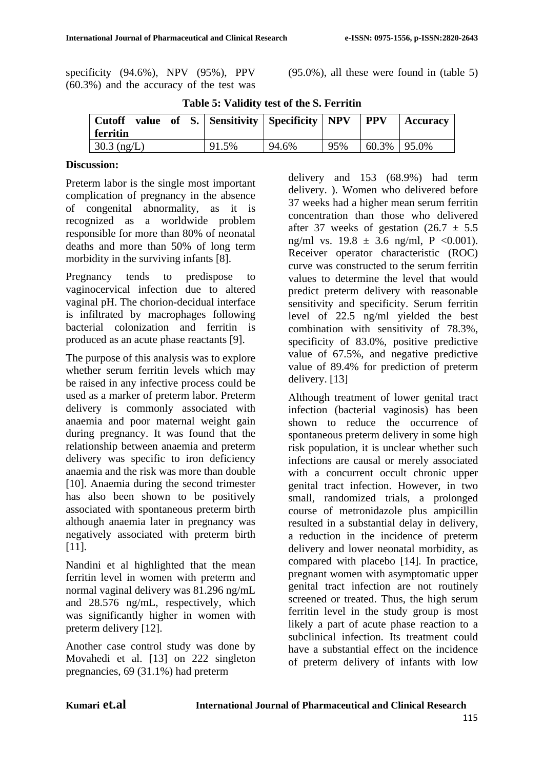specificity (94.6%), NPV (95%), PPV (60.3%) and the accuracy of the test was (95.0%), all these were found in (table 5)

**Table 5: Validity test of the S. Ferritin**

| Cutoff value of S. ferritin | Sensitivity | Specificity | NPV | PPV | Accuracy |
|---|---|---|---|---|---|
| 30.3 (ng/L) | 91.5% | 94.6% | 95% | 60.3% | 95.0% |

**Discussion:**

Preterm labor is the single most important complication of pregnancy in the absence of congenital abnormality, as it is recognized as a worldwide problem responsible for more than 80% of neonatal deaths and more than 50% of long term morbidity in the surviving infants [8].

Pregnancy tends to predispose to vaginocervical infection due to altered vaginal pH. The chorion-decidual interface is infiltrated by macrophages following bacterial colonization and ferritin is produced as an acute phase reactants [9].

The purpose of this analysis was to explore whether serum ferritin levels which may be raised in any infective process could be used as a marker of preterm labor. Preterm delivery is commonly associated with anaemia and poor maternal weight gain during pregnancy. It was found that the relationship between anaemia and preterm delivery was specific to iron deficiency anaemia and the risk was more than double [10]. Anaemia during the second trimester has also been shown to be positively associated with spontaneous preterm birth although anaemia later in pregnancy was negatively associated with preterm birth [11].

Nandini et al highlighted that the mean ferritin level in women with preterm and normal vaginal delivery was 81.296 ng/mL and 28.576 ng/mL, respectively, which was significantly higher in women with preterm delivery [12].

Another case control study was done by Movahedi et al. [13] on 222 singleton pregnancies, 69 (31.1%) had preterm delivery and 153 (68.9%) had term delivery. ). Women who delivered before 37 weeks had a higher mean serum ferritin concentration than those who delivered after 37 weeks of gestation ($26.7 \pm 5.5$ ng/ml vs. $19.8 \pm 3.6$ ng/ml, $P < 0.001$). Receiver operator characteristic (ROC) curve was constructed to the serum ferritin values to determine the level that would predict preterm delivery with reasonable sensitivity and specificity. Serum ferritin level of 22.5 ng/ml yielded the best combination with sensitivity of 78.3%, specificity of 83.0%, positive predictive value of 67.5%, and negative predictive value of 89.4% for prediction of preterm delivery. [13]

Although treatment of lower genital tract infection (bacterial vaginosis) has been shown to reduce the occurrence of spontaneous preterm delivery in some high risk population, it is unclear whether such infections are causal or merely associated with a concurrent occult chronic upper genital tract infection. However, in two small, randomized trials, a prolonged course of metronidazole plus ampicillin resulted in a substantial delay in delivery, a reduction in the incidence of preterm delivery and lower neonatal morbidity, as compared with placebo [14]. In practice, pregnant women with asymptomatic upper genital tract infection are not routinely screened or treated. Thus, the high serum ferritin level in the study group is most likely a part of acute phase reaction to a subclinical infection. Its treatment could have a substantial effect on the incidence of preterm delivery of infants with low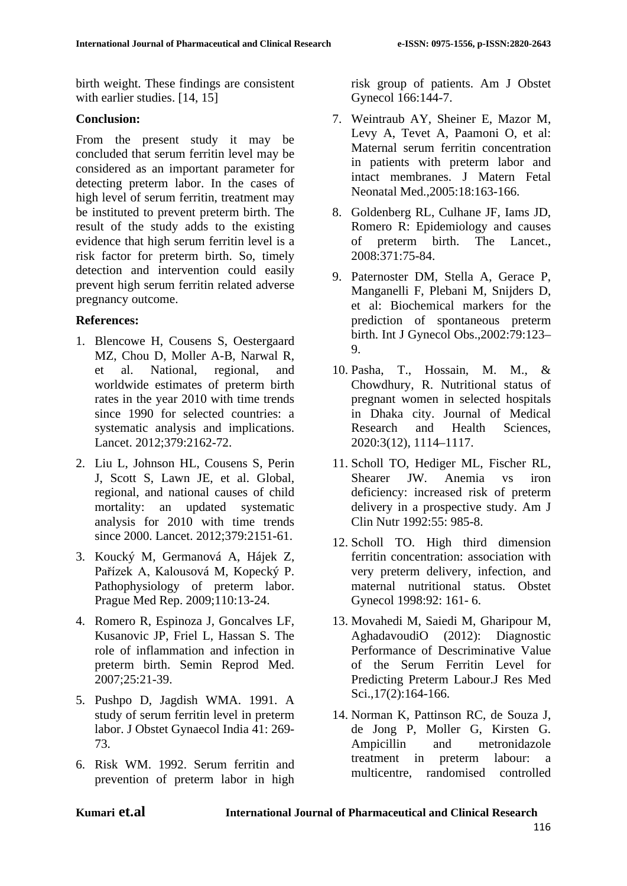birth weight. These findings are consistent with earlier studies. [14, 15]

## Conclusion:

From the present study it may be concluded that serum ferritin level may be considered as an important parameter for detecting preterm labor. In the cases of high level of serum ferritin, treatment may be instituted to prevent preterm birth. The result of the study adds to the existing evidence that high serum ferritin level is a risk factor for preterm birth. So, timely detection and intervention could easily prevent high serum ferritin related adverse pregnancy outcome.

## References:

1. Blencowe H, Cousens S, Oestergaard MZ, Chou D, Moller A-B, Narwal R, et al. National, regional, and worldwide estimates of preterm birth rates in the year 2010 with time trends since 1990 for selected countries: a systematic analysis and implications. Lancet. 2012;379:2162-72.
2. Liu L, Johnson HL, Cousens S, Perin J, Scott S, Lawn JE, et al. Global, regional, and national causes of child mortality: an updated systematic analysis for 2010 with time trends since 2000. Lancet. 2012;379:2151-61.
3. Koucký M, Germanová A, Hájek Z, Pařízek A, Kalousová M, Kopecký P. Pathophysiology of preterm labor. Prague Med Rep. 2009;110:13-24.
4. Romero R, Espinoza J, Goncalves LF, Kusanovic JP, Friel L, Hassan S. The role of inflammation and infection in preterm birth. Semin Reprod Med. 2007;25:21-39.
5. Pushpo D, Jagdish WMA. 1991. A study of serum ferritin level in preterm labor. J Obstet Gynaecol India 41: 269-73.
6. Risk WM. 1992. Serum ferritin and prevention of preterm labor in high risk group of patients. Am J Obstet Gynecol 166:144-7.
7. Weintraub AY, Sheiner E, Mazor M, Levy A, Tevet A, Paamoni O, et al: Maternal serum ferritin concentration in patients with preterm labor and intact membranes. J Matern Fetal Neonatal Med.,2005:18:163-166.
8. Goldenberg RL, Culhane JF, Iams JD, Romero R: Epidemiology and causes of preterm birth. The Lancet., 2008:371:75-84.
9. Paternoster DM, Stella A, Gerace P, Manganelli F, Plebani M, Snijders D, et al: Biochemical markers for the prediction of spontaneous preterm birth. Int J Gynecol Obs.,2002:79:123–9.
10. Pasha, T., Hossain, M. M., & Chowdhury, R. Nutritional status of pregnant women in selected hospitals in Dhaka city. Journal of Medical Research and Health Sciences, 2020:3(12), 1114–1117.
11. Scholl TO, Hediger ML, Fischer RL, Shearer JW. Anemia vs iron deficiency: increased risk of preterm delivery in a prospective study. Am J Clin Nutr 1992:55: 985-8.
12. Scholl TO. High third dimension ferritin concentration: association with very preterm delivery, infection, and maternal nutritional status. Obstet Gynecol 1998:92: 161- 6.
13. Movahedi M, Saiedi M, Gharipour M, AghadavoudiO (2012): Diagnostic Performance of Descriminative Value of the Serum Ferritin Level for Predicting Preterm Labour.J Res Med Sci.,17(2):164-166.
14. Norman K, Pattinson RC, de Souza J, de Jong P, Moller G, Kirsten G. Ampicillin and metronidazole treatment in preterm labour: a multicentre, randomised controlled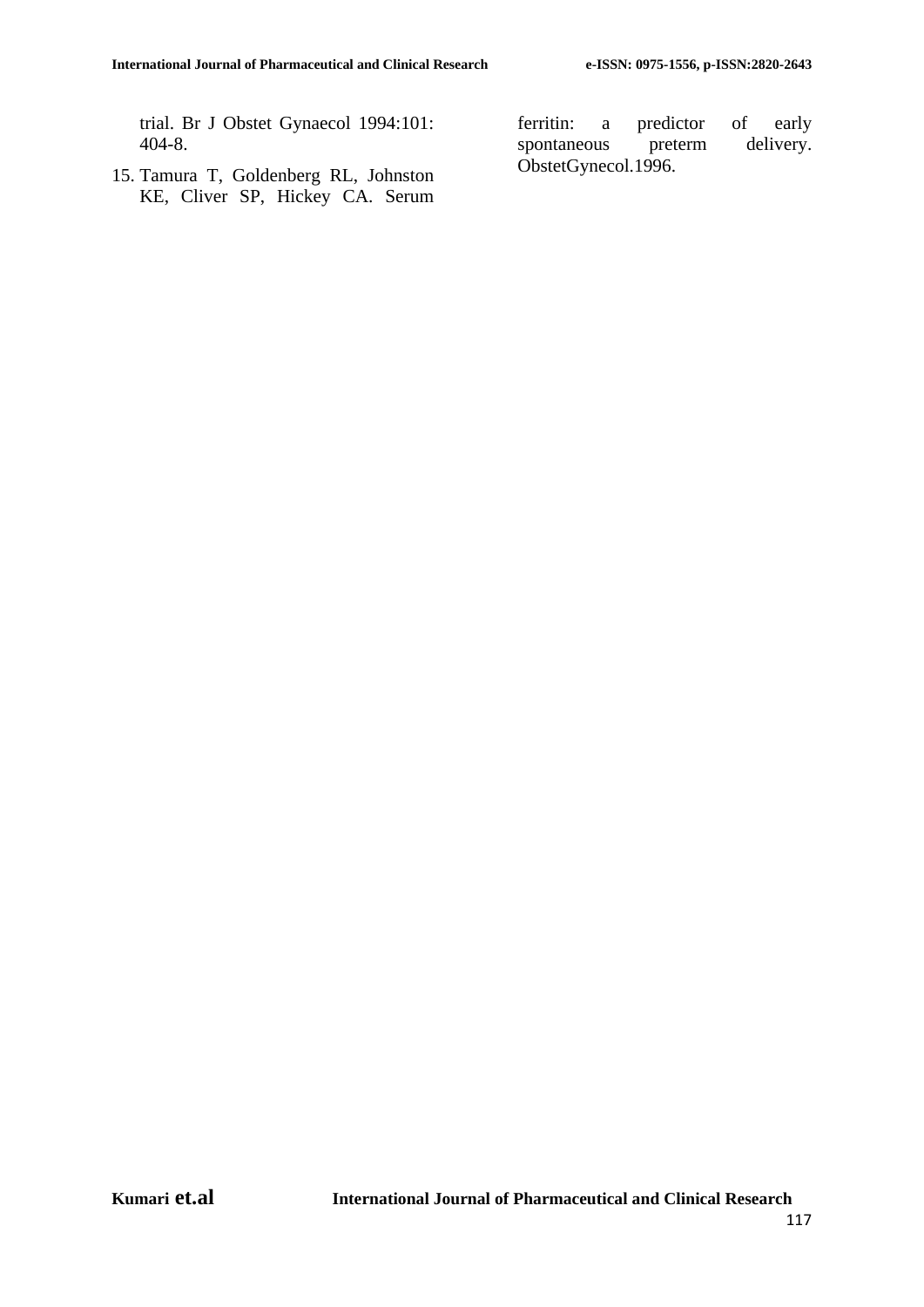trial. Br J Obstet Gynaecol 1994:101: 404-8.

15. Tamura T, Goldenberg RL, Johnston KE, Cliver SP, Hickey CA. Serum ferritin: a predictor of early spontaneous preterm delivery. ObstetGynecol.1996.